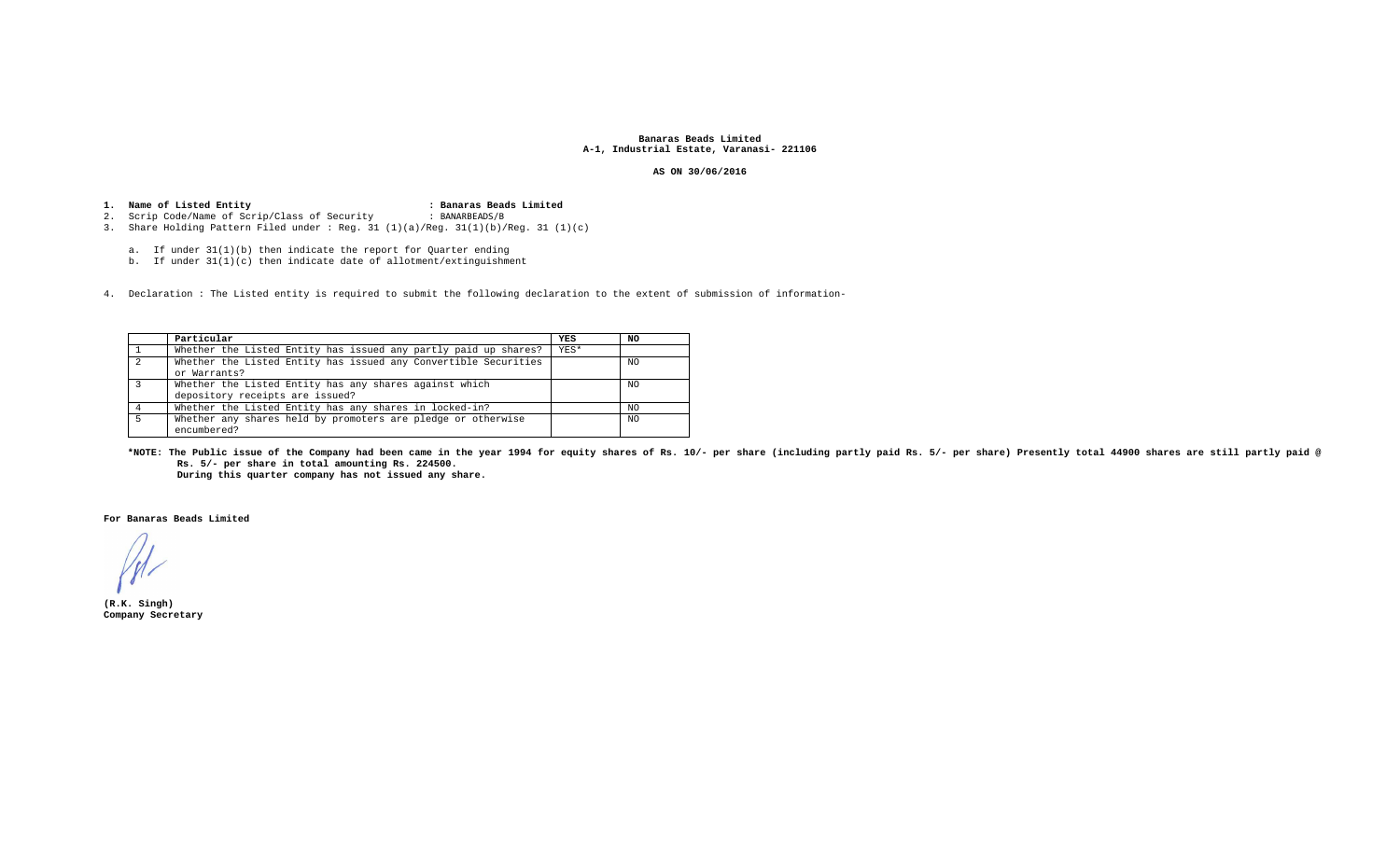**Banaras Beads Limited**
**A-1, Industrial Estate, Varanasi- 221106**

**AS ON 30/06/2016**

1. **Name of Listed Entity** : **Banaras Beads Limited**
2. Scrip Code/Name of Scrip/Class of Security : BANARBEADS/B
3. Share Holding Pattern Filed under : Reg. 31 (1)(a)/Reg. 31(1)(b)/Reg. 31 (1)(c)

   a. If under 31(1)(b) then indicate the report for Quarter ending
   b. If under 31(1)(c) then indicate date of allotment/extinguishment

4. Declaration : The Listed entity is required to submit the following declaration to the extent of submission of information-

| | Particular | YES | NO |
|---|---|---|---|
| 1 | Whether the Listed Entity has issued any partly paid up shares? | YES* | |
| 2 | Whether the Listed Entity has issued any Convertible Securities or Warrants? | | NO |
| 3 | Whether the Listed Entity has any shares against which depository receipts are issued? | | NO |
| 4 | Whether the Listed Entity has any shares in locked-in? | | NO |
| 5 | Whether any shares held by promoters are pledge or otherwise encumbered? | | NO |

**\*NOTE: The Public issue of the Company had been came in the year 1994 for equity shares of Rs. 10/- per share (including partly paid Rs. 5/- per share) Presently total 44900 shares are still partly paid @ Rs. 5/- per share in total amounting Rs. 224500.**
**During this quarter company has not issued any share.**

**For Banaras Beads Limited**

**(R.K. Singh)**
**Company Secretary**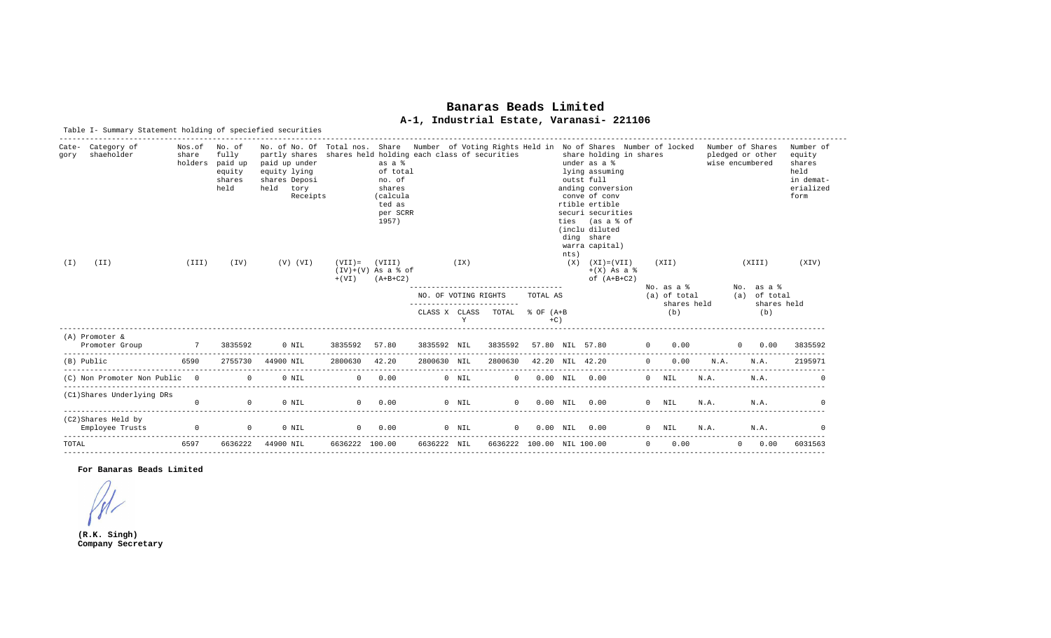# Banaras Beads Limited

## A-1, Industrial Estate, Varanasi- 221106

Table I- Summary Statement holding of speciefied securities

| Category | Category of shaeholder | Nos.of share holders | No. of fully paid up equity shares held | No. of partly paid up equity shares held | No. of shares underlying Depository Receipts | Total nos. shares held | Share holding as a % of total no. of shares (calculated as per SCRR 1957) As a % of (A+B+C2) | Number of Voting Rights Held in each class of securities | | | | No of Shares Underlying outstanding convertible securities (including warrants) | Share holding as a % assuming full conversion of convertible securities (as a % of diluted share capital) (XI)=(VII)+(X) As a % of (A+B+C2) | Number of locked in shares | | Number of Shares pledged or otherwise encumbered | | Number of equity shares held in dematerialized form |
|---|---|---|---|---|---|---|---|---|---|---|---|---|---|---|---|---|---|---|
| (I) | (II) | (III) | (IV) | (V) | (VI) | (VII)= (IV)+(V)+(VI) | (VIII) | (IX) | | | | (X) | (XI) | (XII) | | (XIII) | | (XIV) |
| | | | | | | | | NO. OF VOTING RIGHTS | | | TOTAL AS % OF (A+B+C) | | | No. (a) | as a % of total shares held (b) | No. (a) | as a % of total shares held (b) | |
| | | | | | | | | CLASS X | CLASS Y | TOTAL | | | | | | | | |
| (A) Promoter & Promoter Group | | 7 | 3835592 | 0 | NIL | 3835592 | 57.80 | 3835592 | NIL | 3835592 | 57.80 | NIL | 57.80 | 0 | 0.00 | 0 | 0.00 | 3835592 |
| (B) Public | | 6590 | 2755730 | 44900 | NIL | 2800630 | 42.20 | 2800630 | NIL | 2800630 | 42.20 | NIL | 42.20 | 0 | 0.00 | N.A. | N.A. | 2195971 |
| (C) Non Promoter Non Public | | 0 | 0 | 0 | NIL | 0 | 0.00 | 0 | NIL | 0 | 0.00 | NIL | 0.00 | 0 | NIL | N.A. | N.A. | 0 |
| (C1)Shares Underlying DRs | | 0 | 0 | 0 | NIL | 0 | 0.00 | 0 | NIL | 0 | 0.00 | NIL | 0.00 | 0 | NIL | N.A. | N.A. | 0 |
| (C2)Shares Held by Employee Trusts | | 0 | 0 | 0 | NIL | 0 | 0.00 | 0 | NIL | 0 | 0.00 | NIL | 0.00 | 0 | NIL | N.A. | N.A. | 0 |
| TOTAL | | 6597 | 6636222 | 44900 | NIL | 6636222 | 100.00 | 6636222 | NIL | 6636222 | 100.00 | NIL | 100.00 | 0 | 0.00 | 0 | 0.00 | 6031563 |

**For Banaras Beads Limited**

**(R.K. Singh)**
**Company Secretary**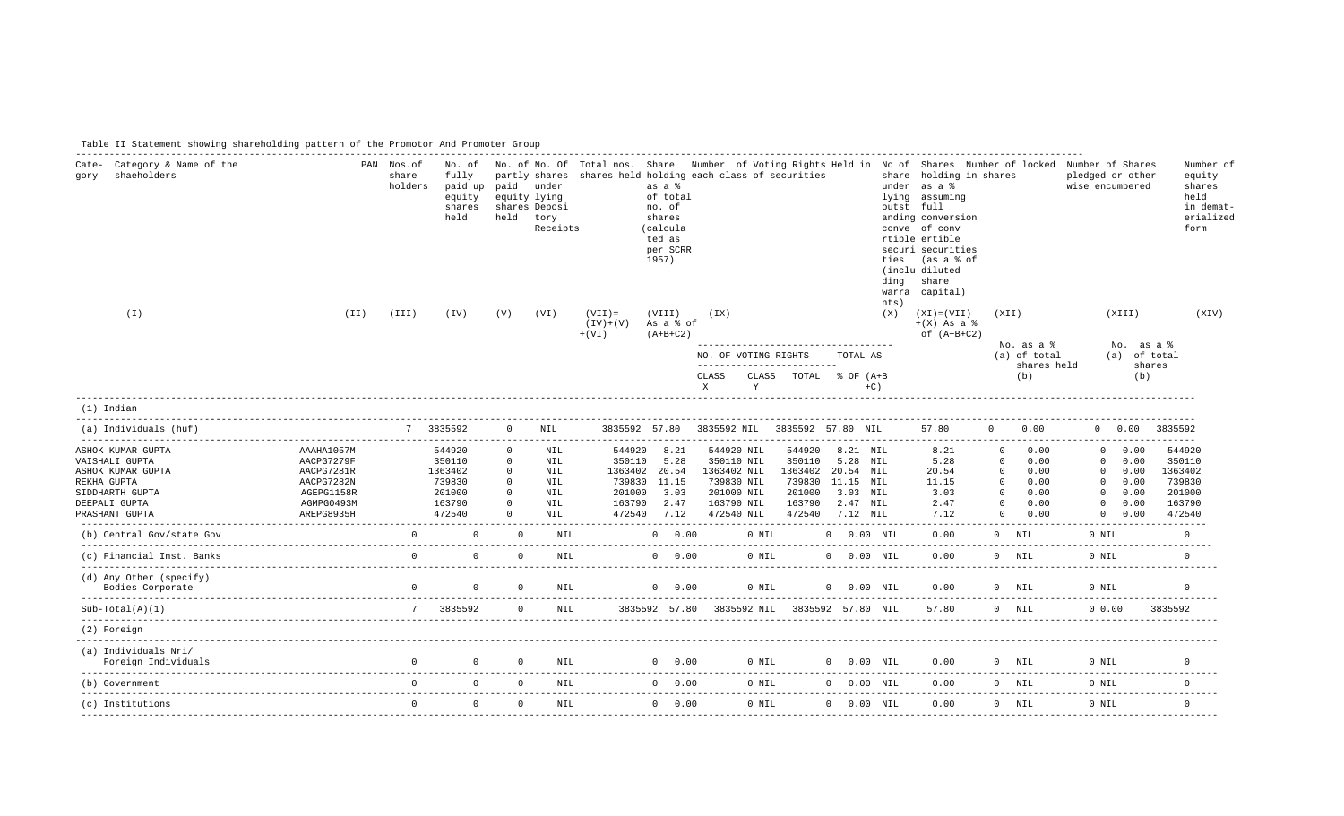Table II Statement showing shareholding pattern of the Promotor And Promoter Group

| Category | Category & Name of the shaeholders | PAN | Nos.of share holders | No. of fully paid up equity shares held | No. of partly paid equity shares held | No. Of shares under lying Depository Receipts | Total nos. shares held | Share holding as a % of total no. of shares (calculated as per SCRR 1957) | Number of Voting Rights Held in each class of securities | | | | No of share under lying outstanding conve rtible securities (including warrants) | Shares holding in shares assuming full conversion of conv ertible securities (as a % of diluted share capital) | Number of locked in shares | | Number of Shares pledged or other wise encumbered | | Number of equity shares held in demat-erialized form |
|---|---|---|---|---|---|---|---|---|---|---|---|---|---|---|---|---|---|---|---|
| | (I) | (II) | (III) | (IV) | (V) | (VI) | (VII)= (IV)+(V) +(VI) | (VIII) As a % of (A+B+C2) | (IX) | | | | (X) | (XI)=(VII) +(X) As a % of (A+B+C2) | (XII) | | (XIII) | | (XIV) |
| | | | | | | | | | NO. OF VOTING RIGHTS | | | TOTAL AS % OF (A+B+C) | | | No. (a) | as a % of total shares held (b) | No. (a) | as a % of total shares (b) | |
| | | | | | | | | | CLASS X | CLASS Y | TOTAL | | | | | | | | |
| (1) | Indian | | | | | | | | | | | | | | | | | | |
| (a) | Individuals (huf) | | 7 | 3835592 | 0 | NIL | 3835592 | 57.80 | 3835592 | NIL | 3835592 | 57.80 | NIL | 57.80 | 0 | 0.00 | 0 | 0.00 | 3835592 |
| | ASHOK KUMAR GUPTA | AAAHA1057M | | 544920 | 0 | NIL | 544920 | 8.21 | 544920 | NIL | 544920 | 8.21 | NIL | 8.21 | 0 | 0.00 | 0 | 0.00 | 544920 |
| | VAISHALI GUPTA | AACPG7279F | | 350110 | 0 | NIL | 350110 | 5.28 | 350110 | NIL | 350110 | 5.28 | NIL | 5.28 | 0 | 0.00 | 0 | 0.00 | 350110 |
| | ASHOK KUMAR GUPTA | AACPG7281R | | 1363402 | 0 | NIL | 1363402 | 20.54 | 1363402 | NIL | 1363402 | 20.54 | NIL | 20.54 | 0 | 0.00 | 0 | 0.00 | 1363402 |
| | REKHA GUPTA | AACPG7282N | | 739830 | 0 | NIL | 739830 | 11.15 | 739830 | NIL | 739830 | 11.15 | NIL | 11.15 | 0 | 0.00 | 0 | 0.00 | 739830 |
| | SIDDHARTH GUPTA | AGEPG1158R | | 201000 | 0 | NIL | 201000 | 3.03 | 201000 | NIL | 201000 | 3.03 | NIL | 3.03 | 0 | 0.00 | 0 | 0.00 | 201000 |
| | DEEPALI GUPTA | AGMPG0493M | | 163790 | 0 | NIL | 163790 | 2.47 | 163790 | NIL | 163790 | 2.47 | NIL | 2.47 | 0 | 0.00 | 0 | 0.00 | 163790 |
| | PRASHANT GUPTA | AREPG8935H | | 472540 | 0 | NIL | 472540 | 7.12 | 472540 | NIL | 472540 | 7.12 | NIL | 7.12 | 0 | 0.00 | 0 | 0.00 | 472540 |
| (b) | Central Gov/state Gov | | 0 | 0 | 0 | NIL | 0 | 0.00 | 0 | NIL | 0 | 0.00 | NIL | 0.00 | 0 | NIL | 0 | NIL | 0 |
| (c) | Financial Inst. Banks | | 0 | 0 | 0 | NIL | 0 | 0.00 | 0 | NIL | 0 | 0.00 | NIL | 0.00 | 0 | NIL | 0 | NIL | 0 |
| (d) | Any Other (specify) Bodies Corporate | | 0 | 0 | 0 | NIL | 0 | 0.00 | 0 | NIL | 0 | 0.00 | NIL | 0.00 | 0 | NIL | 0 | NIL | 0 |
| | Sub-Total(A)(1) | | 7 | 3835592 | 0 | NIL | 3835592 | 57.80 | 3835592 | NIL | 3835592 | 57.80 | NIL | 57.80 | 0 | NIL | 0 | 0.00 | 3835592 |
| (2) | Foreign | | | | | | | | | | | | | | | | | | |
| (a) | Individuals Nri/ Foreign Individuals | | 0 | 0 | 0 | NIL | 0 | 0.00 | 0 | NIL | 0 | 0.00 | NIL | 0.00 | 0 | NIL | 0 | NIL | 0 |
| (b) | Government | | 0 | 0 | 0 | NIL | 0 | 0.00 | 0 | NIL | 0 | 0.00 | NIL | 0.00 | 0 | NIL | 0 | NIL | 0 |
| (c) | Institutions | | 0 | 0 | 0 | NIL | 0 | 0.00 | 0 | NIL | 0 | 0.00 | NIL | 0.00 | 0 | NIL | 0 | NIL | 0 |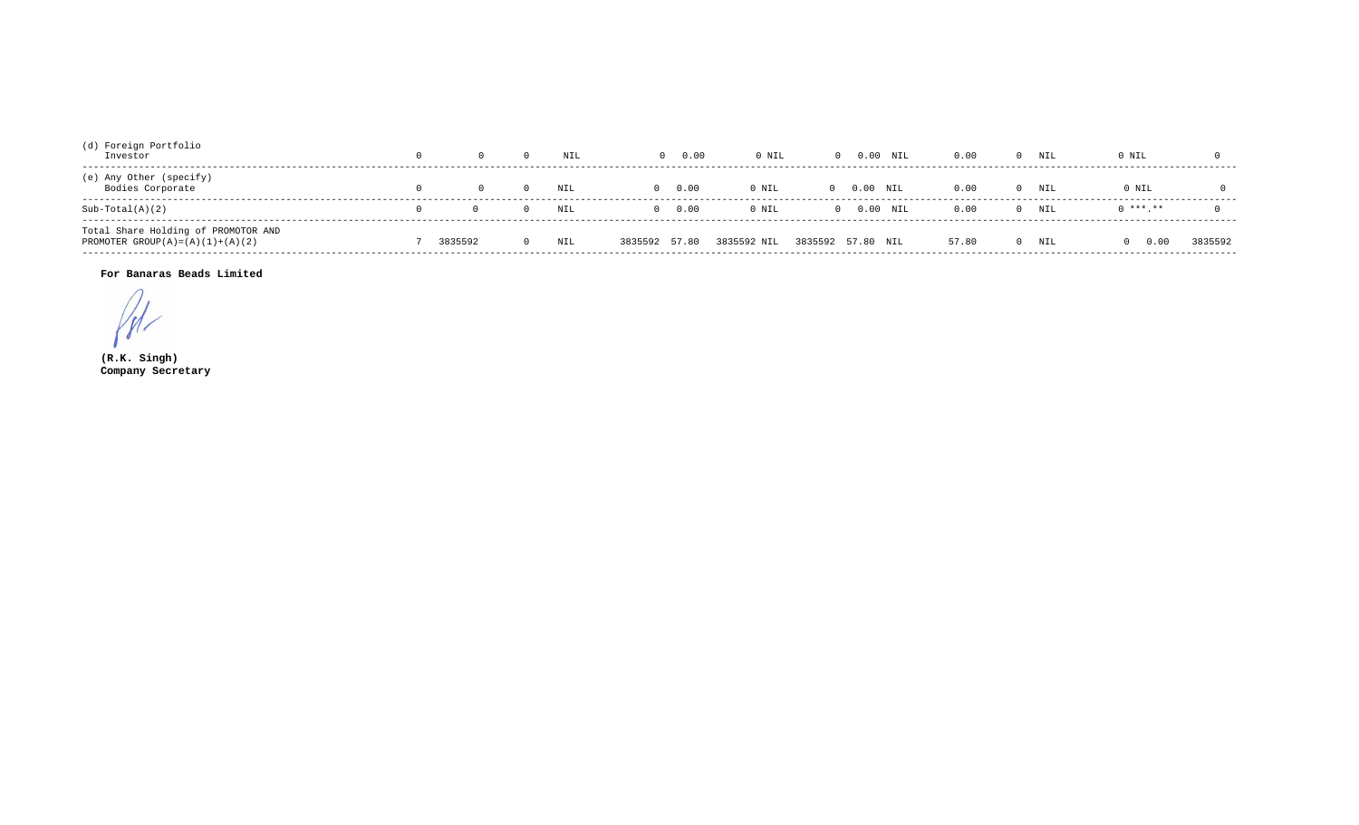| | | | | | | | | | | | | | | | | | |
|---|---|---|---|---|---|---|---|---|---|---|---|---|---|---|---|---|---|
| (d) Foreign Portfolio Investor | 0 | 0 | 0 | NIL | 0 | 0.00 | 0 | NIL | 0 | 0.00 | NIL | 0.00 | 0 | NIL | 0 | NIL | 0 |
| (e) Any Other (specify) Bodies Corporate | 0 | 0 | 0 | NIL | 0 | 0.00 | 0 | NIL | 0 | 0.00 | NIL | 0.00 | 0 | NIL | 0 | NIL | 0 |
| Sub-Total(A)(2) | 0 | 0 | 0 | NIL | 0 | 0.00 | 0 | NIL | 0 | 0.00 | NIL | 0.00 | 0 | NIL | 0 | ***.** | 0 |
| Total Share Holding of PROMOTOR AND PROMOTER GROUP(A)=(A)(1)+(A)(2) | 7 | 3835592 | 0 | NIL | 3835592 | 57.80 | 3835592 | NIL | 3835592 | 57.80 | NIL | 57.80 | 0 | NIL | 0 | 0.00 | 3835592 |

**For Banaras Beads Limited**

**(R.K. Singh)**
**Company Secretary**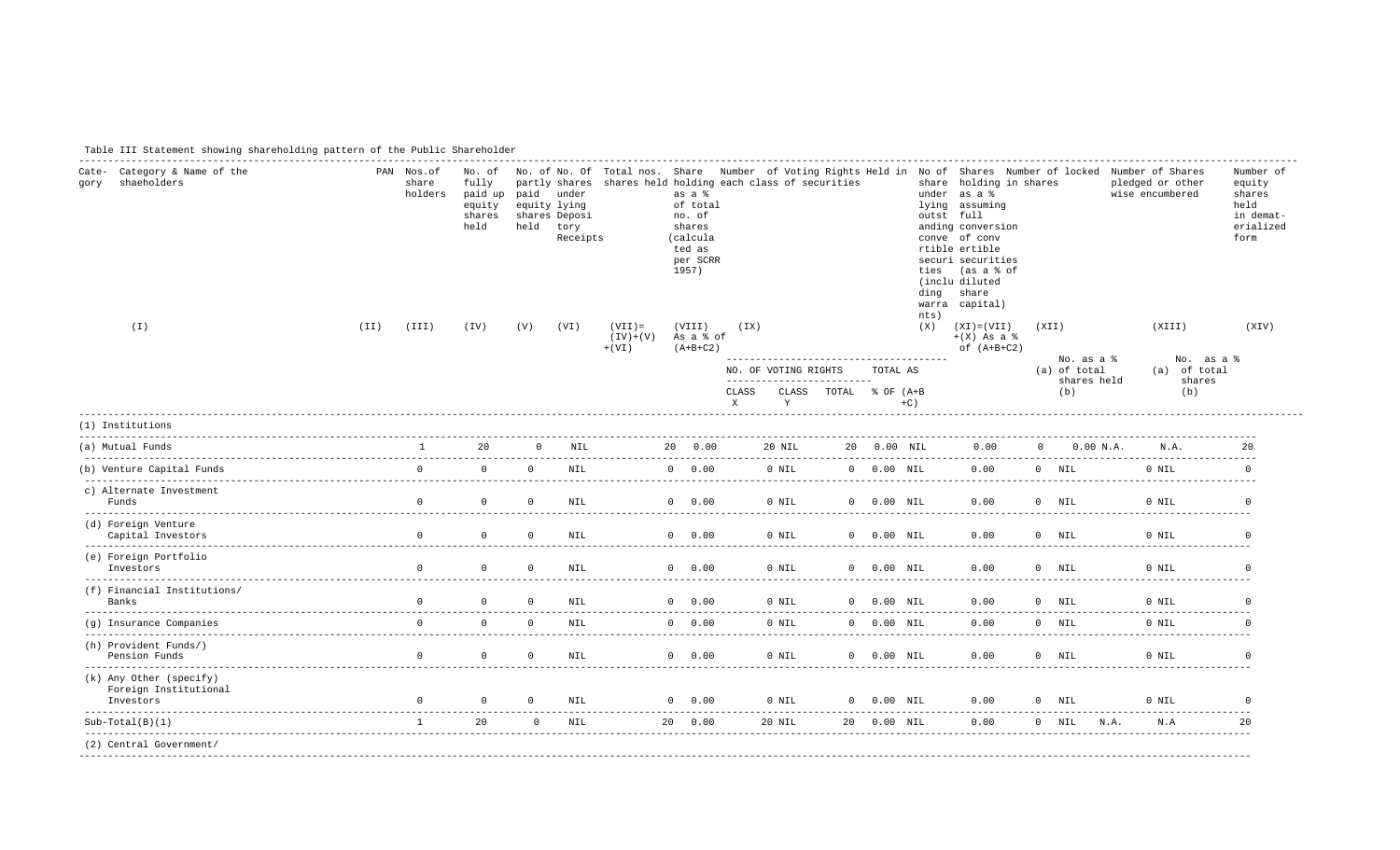Table III Statement showing shareholding pattern of the Public Shareholder

| Category & Name of the shaeholders (I) | PAN (II) | Nos.of share holders (III) | No. of fully paid up equity shares held (IV) | No. of partly paid equity shares held (V) | No. Of shares under lying Deposi tory Receipts (VI) | Total nos. shares held (VII)= (IV)+(V) +(VI) | Share holding as a % of total no. of shares (calculated as per SCRR 1957) (VIII) As a % of (A+B+C2) | Number of Voting Rights Held in each class of securities (IX) NO. OF VOTING RIGHTS CLASS X | CLASS Y | TOTAL | TOTAL AS % OF (A+B+C) | No of share under lying outstanding convertible securities (including warrants) (X) | Shares holding in shares as a % assuming full conversion of convertible securities (as a % of diluted share capital) (XI)=(VII)+(X) As a % of (A+B+C2) | Number of locked in shares (XII) No. (a) | As a % of total shares held (b) | Number of Shares pledged or other wise encumbered (XIII) No. (a) | As a % of total shares (b) | Number of equity shares held in demat-erialized form (XIV) |
|---|---|---|---|---|---|---|---|---|---|---|---|---|---|---|---|---|---|---|
| (1) Institutions | | | | | | | | | | | | | | | | | | |
| (a) Mutual Funds | | 1 | 20 | 0 | NIL | 20 | 0.00 | 20 | NIL | 20 | 0.00 | NIL | 0.00 | 0 | 0.00 | N.A. | N.A. | 20 |
| (b) Venture Capital Funds | | 0 | 0 | 0 | NIL | 0 | 0.00 | 0 | NIL | 0 | 0.00 | NIL | 0.00 | 0 | NIL | 0 | NIL | 0 |
| c) Alternate Investment Funds | | 0 | 0 | 0 | NIL | 0 | 0.00 | 0 | NIL | 0 | 0.00 | NIL | 0.00 | 0 | NIL | 0 | NIL | 0 |
| (d) Foreign Venture Capital Investors | | 0 | 0 | 0 | NIL | 0 | 0.00 | 0 | NIL | 0 | 0.00 | NIL | 0.00 | 0 | NIL | 0 | NIL | 0 |
| (e) Foreign Portfolio Investors | | 0 | 0 | 0 | NIL | 0 | 0.00 | 0 | NIL | 0 | 0.00 | NIL | 0.00 | 0 | NIL | 0 | NIL | 0 |
| (f) Financial Institutions/ Banks | | 0 | 0 | 0 | NIL | 0 | 0.00 | 0 | NIL | 0 | 0.00 | NIL | 0.00 | 0 | NIL | 0 | NIL | 0 |
| (g) Insurance Companies | | 0 | 0 | 0 | NIL | 0 | 0.00 | 0 | NIL | 0 | 0.00 | NIL | 0.00 | 0 | NIL | 0 | NIL | 0 |
| (h) Provident Funds/) Pension Funds | | 0 | 0 | 0 | NIL | 0 | 0.00 | 0 | NIL | 0 | 0.00 | NIL | 0.00 | 0 | NIL | 0 | NIL | 0 |
| (k) Any Other (specify) Foreign Institutional Investors | | 0 | 0 | 0 | NIL | 0 | 0.00 | 0 | NIL | 0 | 0.00 | NIL | 0.00 | 0 | NIL | 0 | NIL | 0 |
| Sub-Total(B)(1) | | 1 | 20 | 0 | NIL | 20 | 0.00 | 20 | NIL | 20 | 0.00 | NIL | 0.00 | 0 | NIL | N.A. | N.A | 20 |
| (2) Central Government/ | | | | | | | | | | | | | | | | | | |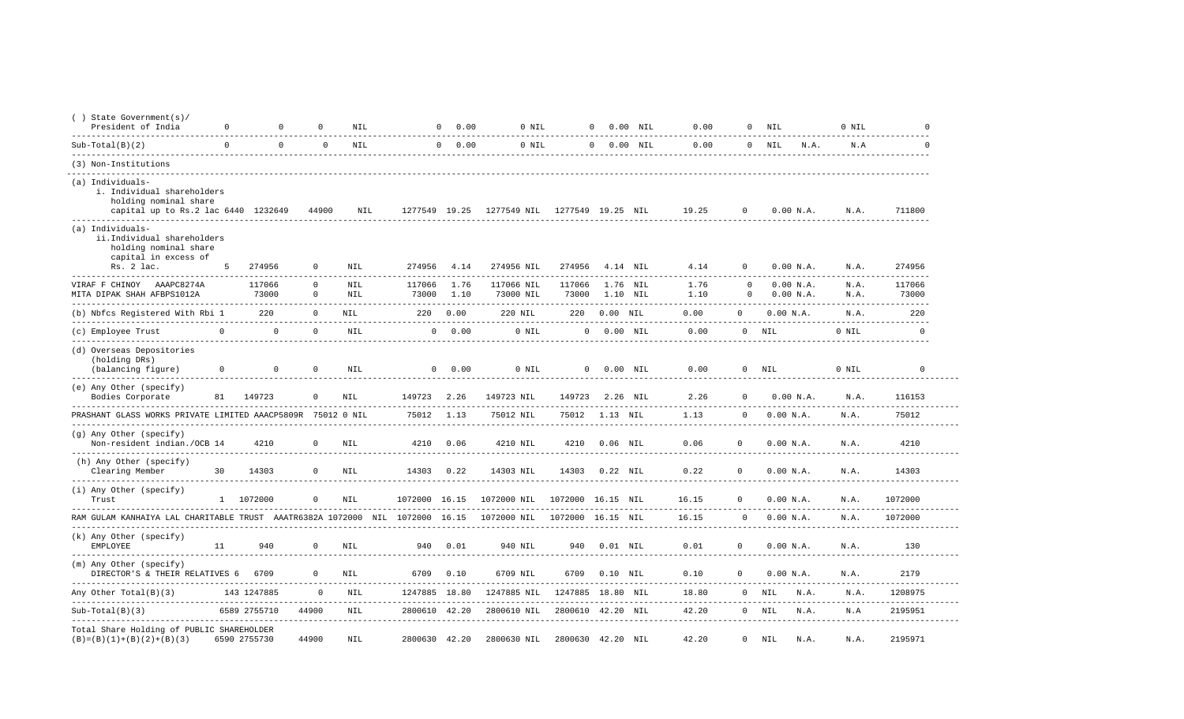| | | | | | | | | | | | | | | | | | |
|---|---|---|---|---|---|---|---|---|---|---|---|---|---|---|---|---|---|
| ( ) State Government(s)/ President of India | 0 | 0 | 0 | NIL | 0 | 0.00 | 0 | NIL | 0 | 0.00 | NIL | 0.00 | 0 | NIL | 0 | NIL | 0 |
| Sub-Total(B)(2) | 0 | 0 | 0 | NIL | 0 | 0.00 | 0 | NIL | 0 | 0.00 | NIL | 0.00 | 0 | NIL | N.A. | N.A | 0 |
| (3) Non-Institutions | | | | | | | | | | | | | | | | | |
| (a) Individuals- i. Individual shareholders holding nominal share capital up to Rs.2 lac | 6440 | 1232649 | 44900 | NIL | 1277549 | 19.25 | 1277549 | NIL | 1277549 | 19.25 | NIL | 19.25 | 0 | 0.00 | N.A. | N.A. | 711800 |
| (a) Individuals- ii.Individual shareholders holding nominal share capital in excess of Rs. 2 lac. | 5 | 274956 | 0 | NIL | 274956 | 4.14 | 274956 | NIL | 274956 | 4.14 | NIL | 4.14 | 0 | 0.00 | N.A. | N.A. | 274956 |
| VIRAF F CHINOY AAAPC8274A | | 117066 | 0 | NIL | 117066 | 1.76 | 117066 | NIL | 117066 | 1.76 | NIL | 1.76 | 0 | 0.00 | N.A. | N.A. | 117066 |
| MITA DIPAK SHAH AFBPS1012A | | 73000 | 0 | NIL | 73000 | 1.10 | 73000 | NIL | 73000 | 1.10 | NIL | 1.10 | 0 | 0.00 | N.A. | N.A. | 73000 |
| (b) Nbfcs Registered With Rbi | 1 | 220 | 0 | NIL | 220 | 0.00 | 220 | NIL | 220 | 0.00 | NIL | 0.00 | 0 | 0.00 | N.A. | N.A. | 220 |
| (c) Employee Trust | 0 | 0 | 0 | NIL | 0 | 0.00 | 0 | NIL | 0 | 0.00 | NIL | 0.00 | 0 | NIL | 0 | NIL | 0 |
| (d) Overseas Depositories (holding DRs) (balancing figure) | 0 | 0 | 0 | NIL | 0 | 0.00 | 0 | NIL | 0 | 0.00 | NIL | 0.00 | 0 | NIL | 0 | NIL | 0 |
| (e) Any Other (specify) Bodies Corporate | 81 | 149723 | 0 | NIL | 149723 | 2.26 | 149723 | NIL | 149723 | 2.26 | NIL | 2.26 | 0 | 0.00 | N.A. | N.A. | 116153 |
| PRASHANT GLASS WORKS PRIVATE LIMITED AAACP5809R | | 75012 | 0 | NIL | 75012 | 1.13 | 75012 | NIL | 75012 | 1.13 | NIL | 1.13 | 0 | 0.00 | N.A. | N.A. | 75012 |
| (g) Any Other (specify) Non-resident indian./OCB | 14 | 4210 | 0 | NIL | 4210 | 0.06 | 4210 | NIL | 4210 | 0.06 | NIL | 0.06 | 0 | 0.00 | N.A. | N.A. | 4210 |
| (h) Any Other (specify) Clearing Member | 30 | 14303 | 0 | NIL | 14303 | 0.22 | 14303 | NIL | 14303 | 0.22 | NIL | 0.22 | 0 | 0.00 | N.A. | N.A. | 14303 |
| (i) Any Other (specify) Trust | 1 | 1072000 | 0 | NIL | 1072000 | 16.15 | 1072000 | NIL | 1072000 | 16.15 | NIL | 16.15 | 0 | 0.00 | N.A. | N.A. | 1072000 |
| RAM GULAM KANHAIYA LAL CHARITABLE TRUST AAATR6382A | | 1072000 | | NIL | 1072000 | 16.15 | 1072000 | NIL | 1072000 | 16.15 | NIL | 16.15 | 0 | 0.00 | N.A. | N.A. | 1072000 |
| (k) Any Other (specify) EMPLOYEE | 11 | 940 | 0 | NIL | 940 | 0.01 | 940 | NIL | 940 | 0.01 | NIL | 0.01 | 0 | 0.00 | N.A. | N.A. | 130 |
| (m) Any Other (specify) DIRECTOR'S & THEIR RELATIVES | 6 | 6709 | 0 | NIL | 6709 | 0.10 | 6709 | NIL | 6709 | 0.10 | NIL | 0.10 | 0 | 0.00 | N.A. | N.A. | 2179 |
| Any Other Total(B)(3) | 143 | 1247885 | 0 | NIL | 1247885 | 18.80 | 1247885 | NIL | 1247885 | 18.80 | NIL | 18.80 | 0 | NIL | N.A. | N.A. | 1208975 |
| Sub-Total(B)(3) | 6589 | 2755710 | 44900 | NIL | 2800610 | 42.20 | 2800610 | NIL | 2800610 | 42.20 | NIL | 42.20 | 0 | NIL | N.A. | N.A | 2195951 |
| Total Share Holding of PUBLIC SHAREHOLDER (B)=(B)(1)+(B)(2)+(B)(3) | 6590 | 2755730 | 44900 | NIL | 2800630 | 42.20 | 2800630 | NIL | 2800630 | 42.20 | NIL | 42.20 | 0 | NIL | N.A. | N.A. | 2195971 |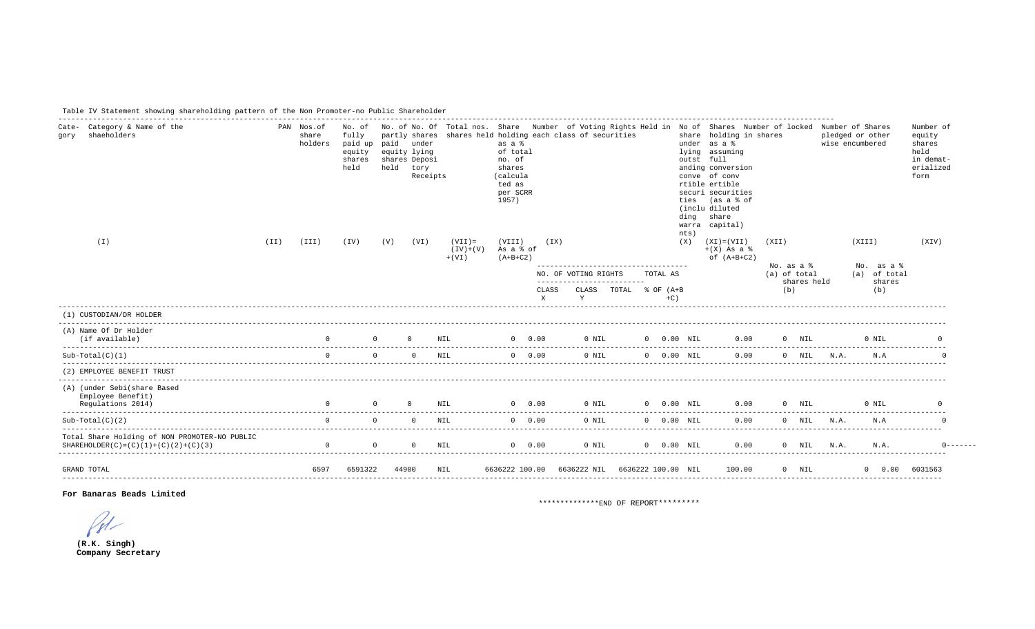Table IV Statement showing shareholding pattern of the Non Promoter-no Public Shareholder

| Category | Category & Name of the shaeholders | PAN | Nos.of share holders | No. of fully paid up equity shares held | No. of partly paid equity shares held | No. of shares under lying Depository Receipts | Total nos. shares held | Share holding as a % of total no. of shares (calculated as per SCRR 1957) | Number of Voting Rights Held in each class of securities | | | | No of share under lying outstanding conve rtible securities (including warrants) | Shares holding in shares as a % assuming full conversion of convertible securities (as a % of diluted share capital) | Number of locked in shares | | Number of Shares pledged or other wise encumbered | | Number of equity shares held in demat-erialized form |
|---|---|---|---|---|---|---|---|---|---|---|---|---|---|---|---|---|---|---|---|
| | (I) | (II) | (III) | (IV) | (V) | (VI) | (VII)= (IV)+(V) +(VI) | (VIII) As a % of (A+B+C2) | (IX) | | | | (X) | (XI)=(VII) +(X) As a % of (A+B+C2) | (XII) | | (XIII) | | (XIV) |
| | | | | | | | | | NO. OF VOTING RIGHTS | | | TOTAL AS % OF (A+B+C) | | | No. (a) | as a % of total shares held (b) | No. (a) | as a % of total shares (b) | |
| | | | | | | | | | CLASS X | CLASS Y | TOTAL | | | | | | | | |
| (1) | CUSTODIAN/DR HOLDER | | | | | | | | | | | | | | | | | | |
| | (A) Name Of Dr Holder (if available) | | 0 | 0 | 0 | NIL | 0 | 0.00 | 0 | NIL | 0 | 0.00 | NIL | 0.00 | 0 | NIL | 0 | NIL | 0 |
| | Sub-Total(C)(1) | | 0 | 0 | 0 | NIL | 0 | 0.00 | 0 | NIL | 0 | 0.00 | NIL | 0.00 | 0 | NIL | N.A. | N.A | 0 |
| (2) | EMPLOYEE BENEFIT TRUST | | | | | | | | | | | | | | | | | | |
| | (A) (under Sebi(share Based Employee Benefit) Regulations 2014) | | 0 | 0 | 0 | NIL | 0 | 0.00 | 0 | NIL | 0 | 0.00 | NIL | 0.00 | 0 | NIL | 0 | NIL | 0 |
| | Sub-Total(C)(2) | | 0 | 0 | 0 | NIL | 0 | 0.00 | 0 | NIL | 0 | 0.00 | NIL | 0.00 | 0 | NIL | N.A. | N.A | 0 |
| | Total Share Holding of NON PROMOTER-NO PUBLIC SHAREHOLDER(C)=(C)(1)+(C)(2)+(C)(3) | | 0 | 0 | 0 | NIL | 0 | 0.00 | 0 | NIL | 0 | 0.00 | NIL | 0.00 | 0 | NIL | N.A. | N.A. | 0 |
| | GRAND TOTAL | | 6597 | 6591322 | 44900 | NIL | 6636222 | 100.00 | 6636222 | NIL | 6636222 | 100.00 | NIL | 100.00 | 0 | NIL | 0 | 0.00 | 6031563 |

**For Banaras Beads Limited**

**(R.K. Singh)**
**Company Secretary**

**************END OF REPORT*********